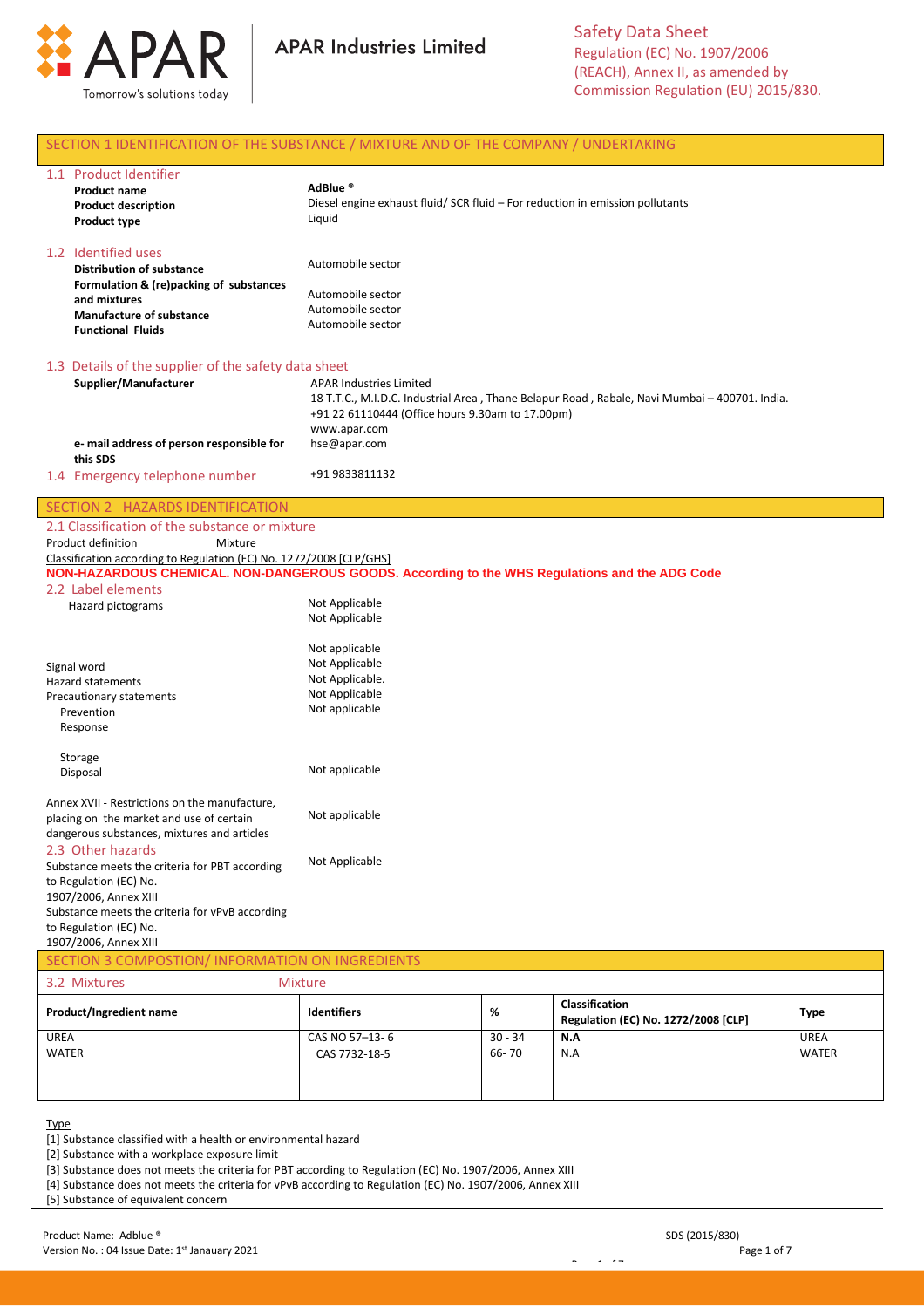APAR Industries Limited

Safety Data Sheet
Regulation (EC) No. 1907/2006 (REACH), Annex II, as amended by Commission Regulation (EU) 2015/830.

## SECTION 1 IDENTIFICATION OF THE SUBSTANCE / MIXTURE AND OF THE COMPANY / UNDERTAKING

### 1.1 Product Identifier

| | |
|---|---|
| **Product name** | **AdBlue ®** |
| **Product description** | Diesel engine exhaust fluid/ SCR fluid – For reduction in emission pollutants |
| **Product type** | Liquid |

### 1.2 Identified uses

| | |
|---|---|
| **Distribution of substance** | Automobile sector |
| **Formulation & (re)packing of substances and mixtures** | Automobile sector |
| **Manufacture of substance** | Automobile sector |
| **Functional Fluids** | Automobile sector |

### 1.3 Details of the supplier of the safety data sheet

| | |
|---|---|
| **Supplier/Manufacturer** | APAR Industries Limited<br>18 T.T.C., M.I.D.C. Industrial Area , Thane Belapur Road , Rabale, Navi Mumbai – 400701. India.<br>+91 22 61110444 (Office hours 9.30am to 17.00pm)<br>www.apar.com |
| **e- mail address of person responsible for this SDS** | hse@apar.com |

### 1.4 Emergency telephone number

+91 9833811132

## SECTION 2 HAZARDS IDENTIFICATION

### 2.1 Classification of the substance or mixture

Product definition Mixture

Classification according to Regulation (EC) No. 1272/2008 [CLP/GHS]

**NON-HAZARDOUS CHEMICAL. NON-DANGEROUS GOODS. According to the WHS Regulations and the ADG Code**

### 2.2 Label elements

| | |
|---|---|
| Hazard pictograms | Not Applicable<br>Not Applicable |
| Signal word | Not applicable |
| Hazard statements | Not Applicable |
| Precautionary statements | Not Applicable. |
| Prevention | Not Applicable |
| Response | Not applicable |
| Storage | |
| Disposal | Not applicable |
| Annex XVII - Restrictions on the manufacture, placing on the market and use of certain dangerous substances, mixtures and articles | Not applicable |

### 2.3 Other hazards

| | |
|---|---|
| Substance meets the criteria for PBT according to Regulation (EC) No. 1907/2006, Annex XIII | Not Applicable |
| Substance meets the criteria for vPvB according to Regulation (EC) No. 1907/2006, Annex XIII | |

## SECTION 3 COMPOSTION/ INFORMATION ON INGREDIENTS

### 3.2 Mixtures

Mixture

| Product/Ingredient name | Identifiers | % | Classification Regulation (EC) No. 1272/2008 [CLP] | Type |
|---|---|---|---|---|
| UREA | CAS NO 57–13- 6 | 30 - 34 | N.A | UREA |
| WATER | CAS 7732-18-5 | 66- 70 | N.A | WATER |

Type

[1] Substance classified with a health or environmental hazard

[2] Substance with a workplace exposure limit

[3] Substance does not meets the criteria for PBT according to Regulation (EC) No. 1907/2006, Annex XIII

[4] Substance does not meets the criteria for vPvB according to Regulation (EC) No. 1907/2006, Annex XIII

[5] Substance of equivalent concern

Product Name: Adblue ®
Version No. : 04 Issue Date: 1st Janauary 2021

SDS (2015/830)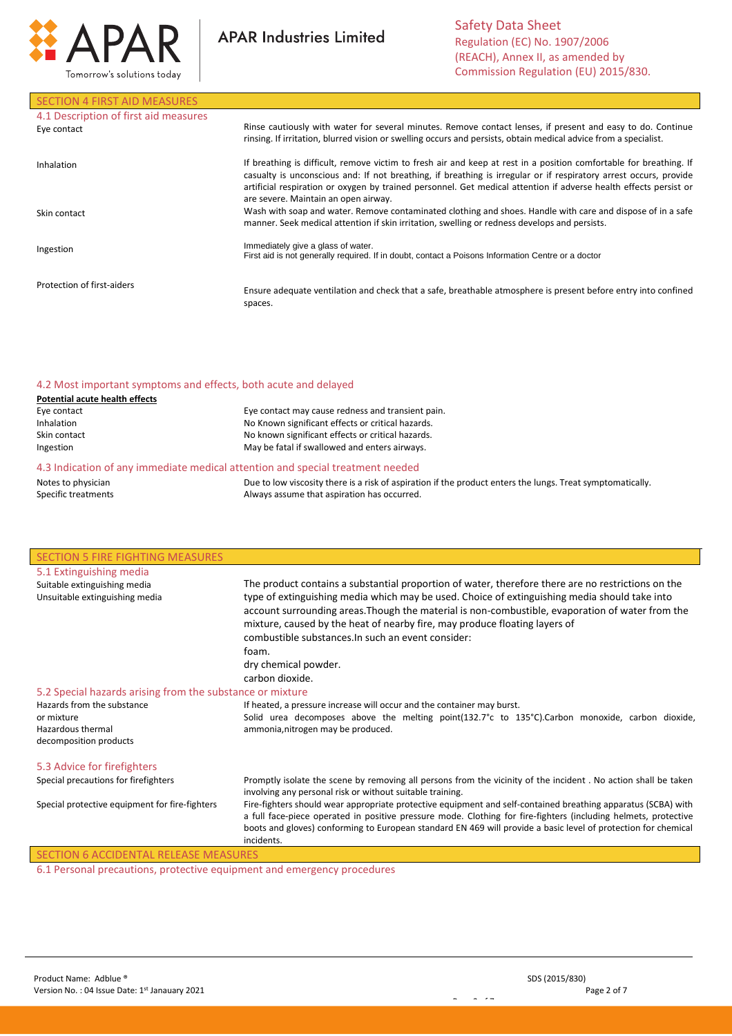## SECTION 4 FIRST AID MEASURES

### 4.1 Description of first aid measures

| | |
|---|---|
| Eye contact | Rinse cautiously with water for several minutes. Remove contact lenses, if present and easy to do. Continue rinsing. If irritation, blurred vision or swelling occurs and persists, obtain medical advice from a specialist. |
| Inhalation | If breathing is difficult, remove victim to fresh air and keep at rest in a position comfortable for breathing. If casualty is unconscious and: If not breathing, if breathing is irregular or if respiratory arrest occurs, provide artificial respiration or oxygen by trained personnel. Get medical attention if adverse health effects persist or are severe. Maintain an open airway. |
| Skin contact | Wash with soap and water. Remove contaminated clothing and shoes. Handle with care and dispose of in a safe manner. Seek medical attention if skin irritation, swelling or redness develops and persists. |
| Ingestion | Immediately give a glass of water. First aid is not generally required. If in doubt, contact a Poisons Information Centre or a doctor |
| Protection of first-aiders | Ensure adequate ventilation and check that a safe, breathable atmosphere is present before entry into confined spaces. |

### 4.2 Most important symptoms and effects, both acute and delayed

**Potential acute health effects**

| | |
|---|---|
| Eye contact | Eye contact may cause redness and transient pain. |
| Inhalation | No Known significant effects or critical hazards. |
| Skin contact | No known significant effects or critical hazards. |
| Ingestion | May be fatal if swallowed and enters airways. |

### 4.3 Indication of any immediate medical attention and special treatment needed

| | |
|---|---|
| Notes to physician | Due to low viscosity there is a risk of aspiration if the product enters the lungs. Treat symptomatically. |
| Specific treatments | Always assume that aspiration has occurred. |

## SECTION 5 FIRE FIGHTING MEASURES

### 5.1 Extinguishing media

Suitable extinguishing media
Unsuitable extinguishing media

The product contains a substantial proportion of water, therefore there are no restrictions on the type of extinguishing media which may be used. Choice of extinguishing media should take into account surrounding areas.Though the material is non-combustible, evaporation of water from the mixture, caused by the heat of nearby fire, may produce floating layers of combustible substances.In such an event consider:

foam.

dry chemical powder.

carbon dioxide.

### 5.2 Special hazards arising from the substance or mixture

| | |
|---|---|
| Hazards from the substance or mixture | If heated, a pressure increase will occur and the container may burst. |
| Hazardous thermal decomposition products | Solid urea decomposes above the melting point(132.7°c to 135°C).Carbon monoxide, carbon dioxide, ammonia,nitrogen may be produced. |

### 5.3 Advice for firefighters

| | |
|---|---|
| Special precautions for firefighters | Promptly isolate the scene by removing all persons from the vicinity of the incident . No action shall be taken involving any personal risk or without suitable training. |
| Special protective equipment for fire-fighters | Fire-fighters should wear appropriate protective equipment and self-contained breathing apparatus (SCBA) with a full face-piece operated in positive pressure mode. Clothing for fire-fighters (including helmets, protective boots and gloves) conforming to European standard EN 469 will provide a basic level of protection for chemical incidents. |

## SECTION 6 ACCIDENTAL RELEASE MEASURES

### 6.1 Personal precautions, protective equipment and emergency procedures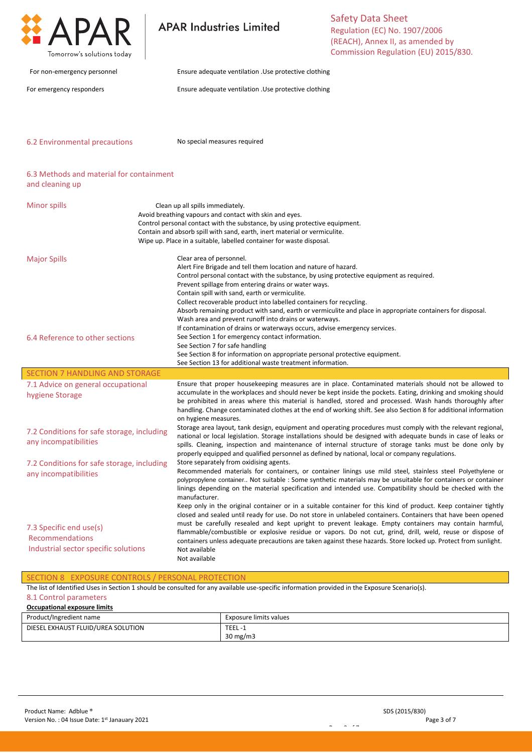For non-emergency personnel — Ensure adequate ventilation .Use protective clothing

For emergency responders — Ensure adequate ventilation .Use protective clothing

## 6.2 Environmental precautions

No special measures required

## 6.3 Methods and material for containment and cleaning up

**Minor spills**

Clean up all spills immediately.
Avoid breathing vapours and contact with skin and eyes.
Control personal contact with the substance, by using protective equipment.
Contain and absorb spill with sand, earth, inert material or vermiculite.
Wipe up. Place in a suitable, labelled container for waste disposal.

**Major Spills**

Clear area of personnel.
Alert Fire Brigade and tell them location and nature of hazard.
Control personal contact with the substance, by using protective equipment as required.
Prevent spillage from entering drains or water ways.
Contain spill with sand, earth or vermiculite.
Collect recoverable product into labelled containers for recycling.
Absorb remaining product with sand, earth or vermiculite and place in appropriate containers for disposal.
Wash area and prevent runoff into drains or waterways.
If contamination of drains or waterways occurs, advise emergency services.

## 6.4 Reference to other sections

See Section 1 for emergency contact information.
See Section 7 for safe handling
See Section 8 for information on appropriate personal protective equipment.
See Section 13 for additional waste treatment information.

# SECTION 7 HANDLING AND STORAGE

## 7.1 Advice on general occupational hygiene Storage

Ensure that proper housekeeping measures are in place. Contaminated materials should not be allowed to accumulate in the workplaces and should never be kept inside the pockets. Eating, drinking and smoking should be prohibited in areas where this material is handled, stored and processed. Wash hands thoroughly after handling. Change contaminated clothes at the end of working shift. See also Section 8 for additional information on hygiene measures.

## 7.2 Conditions for safe storage, including any incompatibilities

Storage area layout, tank design, equipment and operating procedures must comply with the relevant regional, national or local legislation. Storage installations should be designed with adequate bunds in case of leaks or spills. Cleaning, inspection and maintenance of internal structure of storage tanks must be done only by properly equipped and qualified personnel as defined by national, local or company regulations.

## 7.2 Conditions for safe storage, including any incompatibilities

Store separately from oxidising agents.
Recommended materials for containers, or container linings use mild steel, stainless steel Polyethylene or polypropylene container.. Not suitable : Some synthetic materials may be unsuitable for containers or container linings depending on the material specification and intended use. Compatibility should be checked with the manufacturer.
Keep only in the original container or in a suitable container for this kind of product. Keep container tightly closed and sealed until ready for use. Do not store in unlabeled containers. Containers that have been opened must be carefully resealed and kept upright to prevent leakage. Empty containers may contain harmful, flammable/combustible or explosive residue or vapors. Do not cut, grind, drill, weld, reuse or dispose of containers unless adequate precautions are taken against these hazards. Store locked up. Protect from sunlight.

## 7.3 Specific end use(s)

Recommendations — Not available

Industrial sector specific solutions — Not available

# SECTION 8 EXPOSURE CONTROLS / PERSONAL PROTECTION

The list of Identified Uses in Section 1 should be consulted for any available use-specific information provided in the Exposure Scenario(s).

## 8.1 Control parameters

**Occupational exposure limits**

| Product/Ingredient name | Exposure limits values |
|---|---|
| DIESEL EXHAUST FLUID/UREA SOLUTION | TEEL -1<br>30 mg/m3 |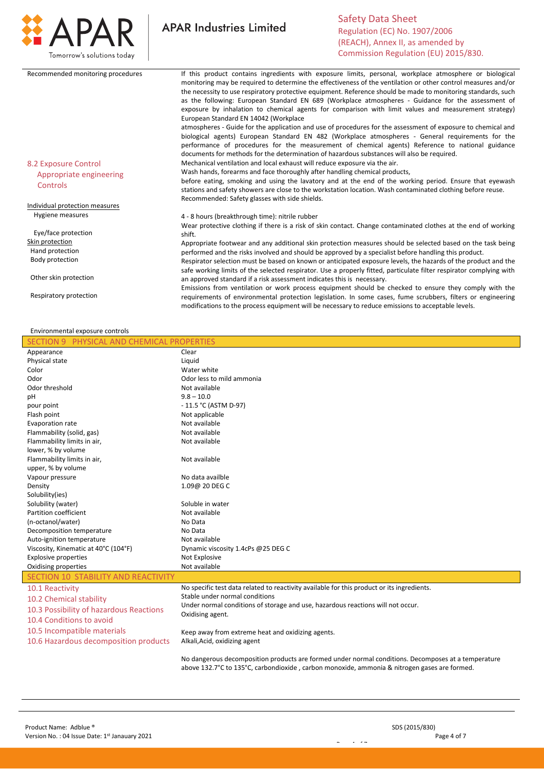| | |
|---|---|
| Recommended monitoring procedures | If this product contains ingredients with exposure limits, personal, workplace atmosphere or biological monitoring may be required to determine the effectiveness of the ventilation or other control measures and/or the necessity to use respiratory protective equipment. Reference should be made to monitoring standards, such as the following: European Standard EN 689 (Workplace atmospheres - Guidance for the assessment of exposure by inhalation to chemical agents for comparison with limit values and measurement strategy) European Standard EN 14042 (Workplace atmospheres - Guide for the application and use of procedures for the assessment of exposure to chemical and biological agents) European Standard EN 482 (Workplace atmospheres - General requirements for the performance of procedures for the measurement of chemical agents) Reference to national guidance documents for methods for the determination of hazardous substances will also be required. |

## 8.2 Exposure Control

| | |
|---|---|
| Appropriate engineering Controls | Mechanical ventilation and local exhaust will reduce exposure via the air. |
| **Individual protection measures** | |
| Hygiene measures | Wash hands, forearms and face thoroughly after handling chemical products, before eating, smoking and using the lavatory and at the end of the working period. Ensure that eyewash stations and safety showers are close to the workstation location. Wash contaminated clothing before reuse. |
| Eye/face protection | Recommended: Safety glasses with side shields. |
| **Skin protection** | |
| Hand protection | 4 - 8 hours (breakthrough time): nitrile rubber |
| Body protection | Wear protective clothing if there is a risk of skin contact. Change contaminated clothes at the end of working shift. |
| Other skin protection | Appropriate footwear and any additional skin protection measures should be selected based on the task being performed and the risks involved and should be approved by a specialist before handling this product. |
| Respiratory protection | Respirator selection must be based on known or anticipated exposure levels, the hazards of the product and the safe working limits of the selected respirator. Use a properly fitted, particulate filter respirator complying with an approved standard if a risk assessment indicates this is necessary. |
| Environmental exposure controls | Emissions from ventilation or work process equipment should be checked to ensure they comply with the requirements of environmental protection legislation. In some cases, fume scrubbers, filters or engineering modifications to the process equipment will be necessary to reduce emissions to acceptable levels. |

## SECTION 9 PHYSICAL AND CHEMICAL PROPERTIES

| | |
|---|---|
| Appearance | Clear |
| Physical state | Liquid |
| Color | Water white |
| Odor | Odor less to mild ammonia |
| Odor threshold | Not available |
| pH | 9.8 – 10.0 |
| pour point | - 11.5 °C (ASTM D-97) |
| Flash point | Not applicable |
| Evaporation rate | Not available |
| Flammability (solid, gas) | Not available |
| Flammability limits in air, lower, % by volume | Not available |
| Flammability limits in air, upper, % by volume | Not available |
| Vapour pressure | No data availble |
| Density | 1.09@ 20 DEG C |
| Solubility(ies) | |
| Solubility (water) | Soluble in water |
| Partition coefficient (n-octanol/water) | Not available |
| | No Data |
| Decomposition temperature | No Data |
| Auto-ignition temperature | Not available |
| Viscosity, Kinematic at 40°C (104°F) | Dynamic viscosity 1.4cPs @25 DEG C |
| Explosive properties | Not Explosive |
| Oxidising properties | Not available |

## SECTION 10 STABILITY AND REACTIVITY

| | |
|---|---|
| 10.1 Reactivity | No specific test data related to reactivity available for this product or its ingredients. |
| 10.2 Chemical stability | Stable under normal conditions |
| 10.3 Possibility of hazardous Reactions | Under normal conditions of storage and use, hazardous reactions will not occur. |
| 10.4 Conditions to avoid | Oxidising agent. |
| 10.5 Incompatible materials | Keep away from extreme heat and oxidizing agents. |
| 10.6 Hazardous decomposition products | Alkali,Acid, oxidizing agent |

No dangerous decomposition products are formed under normal conditions. Decomposes at a temperature above 132.7°C to 135°C, carbondioxide , carbon monoxide, ammonia & nitrogen gases are formed.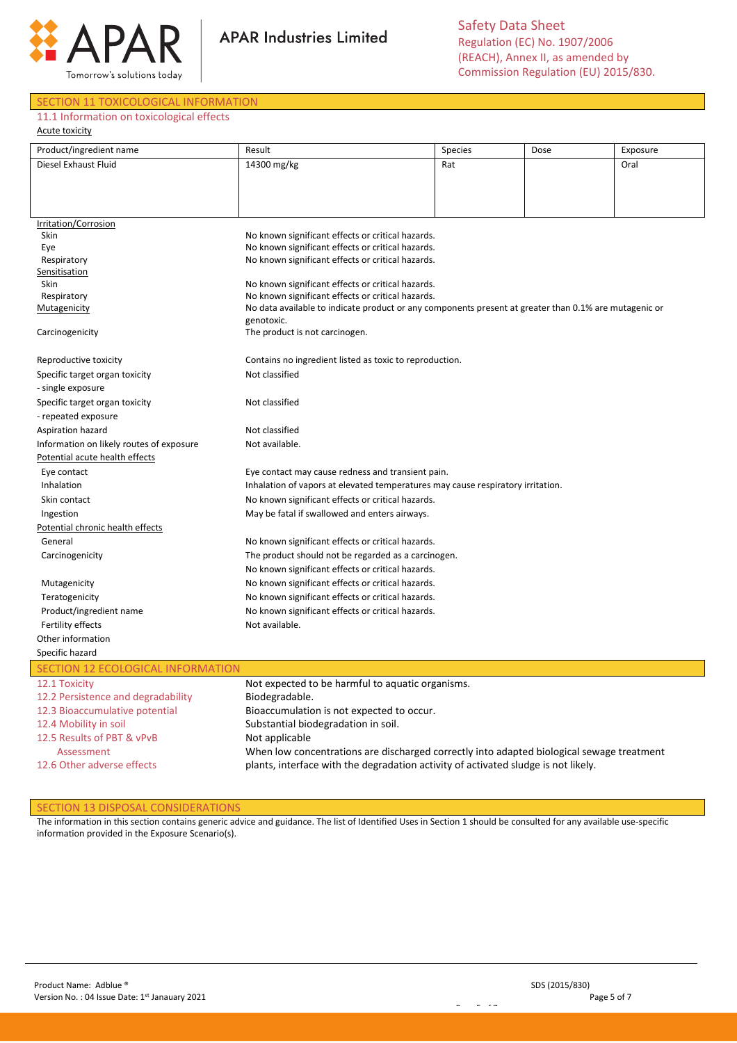## SECTION 11 TOXICOLOGICAL INFORMATION

### 11.1 Information on toxicological effects

Acute toxicity

| Product/ingredient name | Result | Species | Dose | Exposure |
|---|---|---|---|---|
| Diesel Exhaust Fluid | 14300 mg/kg | Rat | | Oral |

Irritation/Corrosion

| | |
|---|---|
| Skin | No known significant effects or critical hazards. |
| Eye | No known significant effects or critical hazards. |
| Respiratory | No known significant effects or critical hazards. |

Sensitisation

| | |
|---|---|
| Skin | No known significant effects or critical hazards. |
| Respiratory | No known significant effects or critical hazards. |
| Mutagenicity | No data available to indicate product or any components present at greater than 0.1% are mutagenic or genotoxic. |
| Carcinogenicity | The product is not carcinogen. |
| Reproductive toxicity | Contains no ingredient listed as toxic to reproduction. |
| Specific target organ toxicity - single exposure | Not classified |
| Specific target organ toxicity - repeated exposure | Not classified |
| Aspiration hazard | Not classified |
| Information on likely routes of exposure | Not available. |

Potential acute health effects

| | |
|---|---|
| Eye contact | Eye contact may cause redness and transient pain. |
| Inhalation | Inhalation of vapors at elevated temperatures may cause respiratory irritation. |
| Skin contact | No known significant effects or critical hazards. |
| Ingestion | May be fatal if swallowed and enters airways. |

Potential chronic health effects

| | |
|---|---|
| General | No known significant effects or critical hazards. |
| Carcinogenicity | The product should not be regarded as a carcinogen.<br>No known significant effects or critical hazards. |
| Mutagenicity | No known significant effects or critical hazards. |
| Teratogenicity | No known significant effects or critical hazards. |
| Product/ingredient name | No known significant effects or critical hazards. |
| Fertility effects | Not available. |

Other information

Specific hazard

## SECTION 12 ECOLOGICAL INFORMATION

| | |
|---|---|
| 12.1 Toxicity | Not expected to be harmful to aquatic organisms. |
| 12.2 Persistence and degradability | Biodegradable. |
| 12.3 Bioaccumulative potential | Bioaccumulation is not expected to occur. |
| 12.4 Mobility in soil | Substantial biodegradation in soil. |
| 12.5 Results of PBT & vPvB Assessment | Not applicable |
| 12.6 Other adverse effects | When low concentrations are discharged correctly into adapted biological sewage treatment plants, interface with the degradation activity of activated sludge is not likely. |

## SECTION 13 DISPOSAL CONSIDERATIONS

The information in this section contains generic advice and guidance. The list of Identified Uses in Section 1 should be consulted for any available use-specific information provided in the Exposure Scenario(s).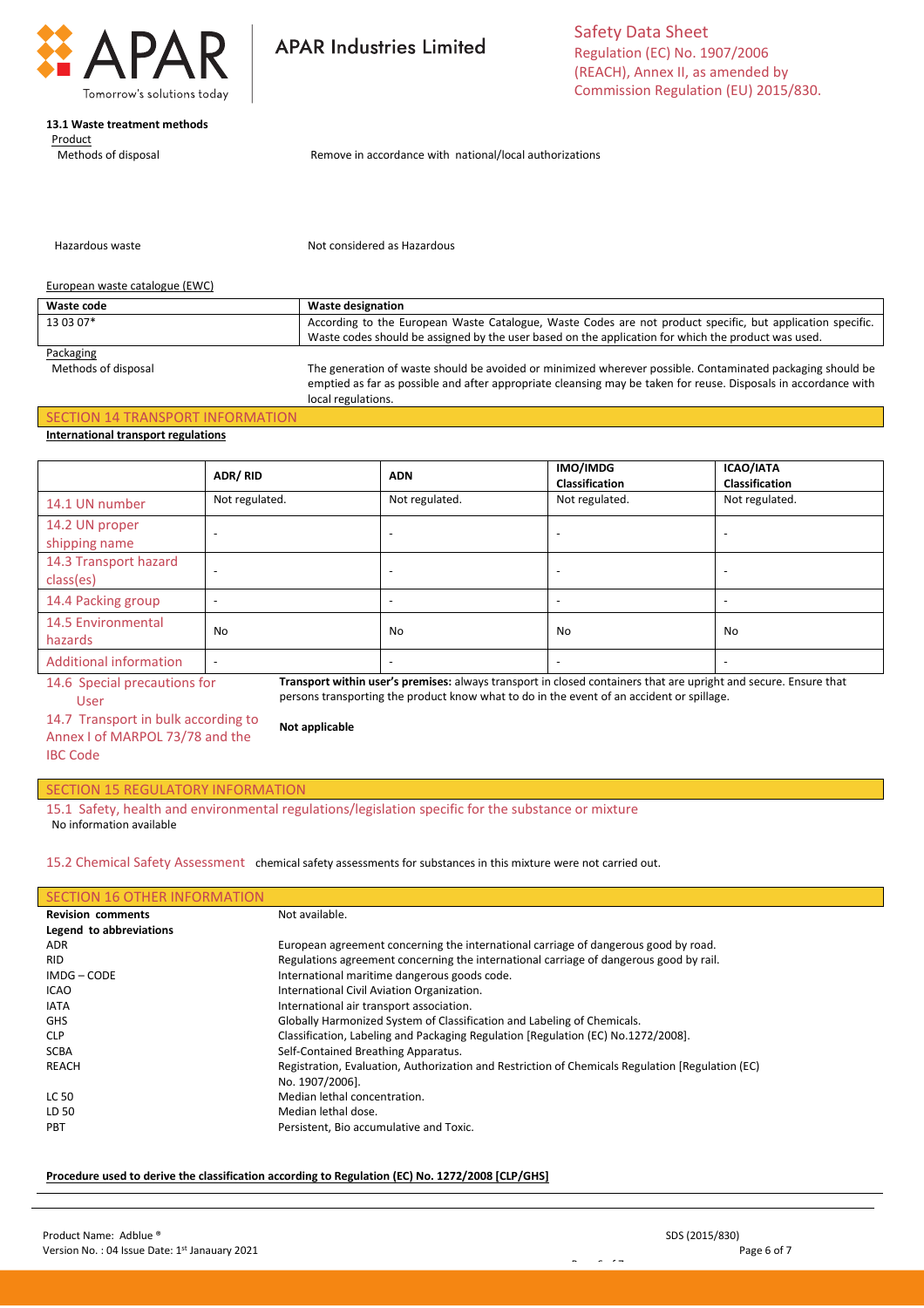**13.1 Waste treatment methods**

Product

Methods of disposal — Remove in accordance with national/local authorizations

Hazardous waste — Not considered as Hazardous

European waste catalogue (EWC)

| Waste code | Waste designation |
|---|---|
| 13 03 07* | According to the European Waste Catalogue, Waste Codes are not product specific, but application specific. Waste codes should be assigned by the user based on the application for which the product was used. |

Packaging

Methods of disposal — The generation of waste should be avoided or minimized wherever possible. Contaminated packaging should be emptied as far as possible and after appropriate cleansing may be taken for reuse. Disposals in accordance with local regulations.

## SECTION 14 TRANSPORT INFORMATION

**International transport regulations**

| | ADR/ RID | ADN | IMO/IMDG Classification | ICAO/IATA Classification |
|---|---|---|---|---|
| 14.1 UN number | Not regulated. | Not regulated. | Not regulated. | Not regulated. |
| 14.2 UN proper shipping name | - | - | - | - |
| 14.3 Transport hazard class(es) | - | - | - | - |
| 14.4 Packing group | - | - | - | - |
| 14.5 Environmental hazards | No | No | No | No |
| Additional information | - | - | - | - |

14.6 Special precautions for User — **Transport within user's premises:** always transport in closed containers that are upright and secure. Ensure that persons transporting the product know what to do in the event of an accident or spillage.

14.7 Transport in bulk according to Annex I of MARPOL 73/78 and the IBC Code — **Not applicable**

## SECTION 15 REGULATORY INFORMATION

15.1 Safety, health and environmental regulations/legislation specific for the substance or mixture

No information available

15.2 Chemical Safety Assessment — chemical safety assessments for substances in this mixture were not carried out.

## SECTION 16 OTHER INFORMATION

**Revision comments** — Not available.

**Legend to abbreviations**

| | |
|---|---|
| ADR | European agreement concerning the international carriage of dangerous good by road. |
| RID | Regulations agreement concerning the international carriage of dangerous good by rail. |
| IMDG – CODE | International maritime dangerous goods code. |
| ICAO | International Civil Aviation Organization. |
| IATA | International air transport association. |
| GHS | Globally Harmonized System of Classification and Labeling of Chemicals. |
| CLP | Classification, Labeling and Packaging Regulation [Regulation (EC) No.1272/2008]. |
| SCBA | Self-Contained Breathing Apparatus. |
| REACH | Registration, Evaluation, Authorization and Restriction of Chemicals Regulation [Regulation (EC) No. 1907/2006]. |
| LC 50 | Median lethal concentration. |
| LD 50 | Median lethal dose. |
| PBT | Persistent, Bio accumulative and Toxic. |

**Procedure used to derive the classification according to Regulation (EC) No. 1272/2008 [CLP/GHS]**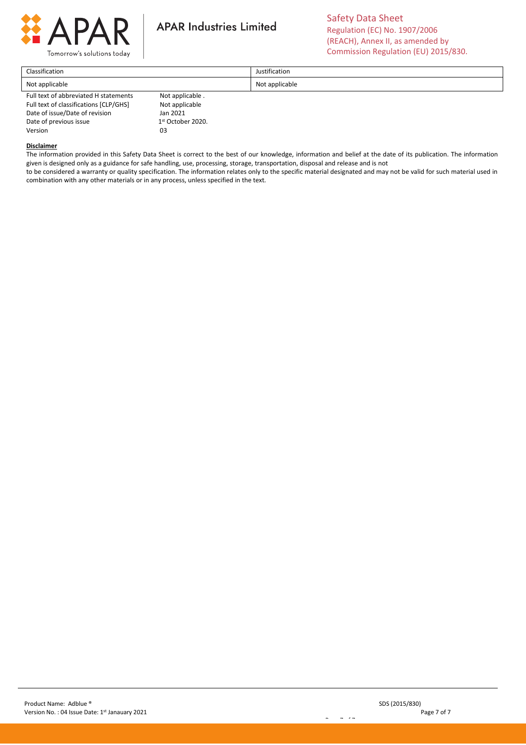| Classification | Justification |
|---|---|
| Not applicable | Not applicable |

| | |
|---|---|
| Full text of abbreviated H statements | Not applicable . |
| Full text of classifications [CLP/GHS] | Not applicable |
| Date of issue/Date of revision | Jan 2021 |
| Date of previous issue | 1st October 2020. |
| Version | 03 |

**Disclaimer**

The information provided in this Safety Data Sheet is correct to the best of our knowledge, information and belief at the date of its publication. The information given is designed only as a guidance for safe handling, use, processing, storage, transportation, disposal and release and is not to be considered a warranty or quality specification. The information relates only to the specific material designated and may not be valid for such material used in combination with any other materials or in any process, unless specified in the text.